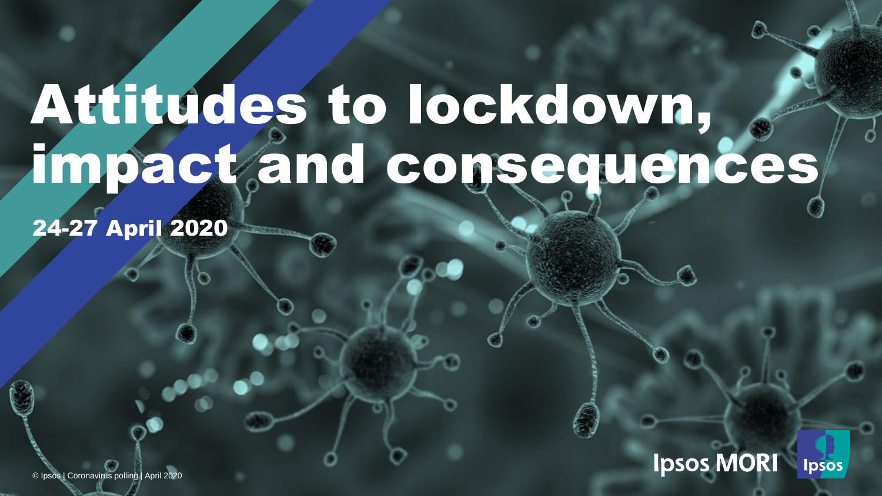# Attitudes to lockdown, impact and consequences

24-27 April 2020

Ipsos MORI

© Ipsos | Coronavirus polling | April 2020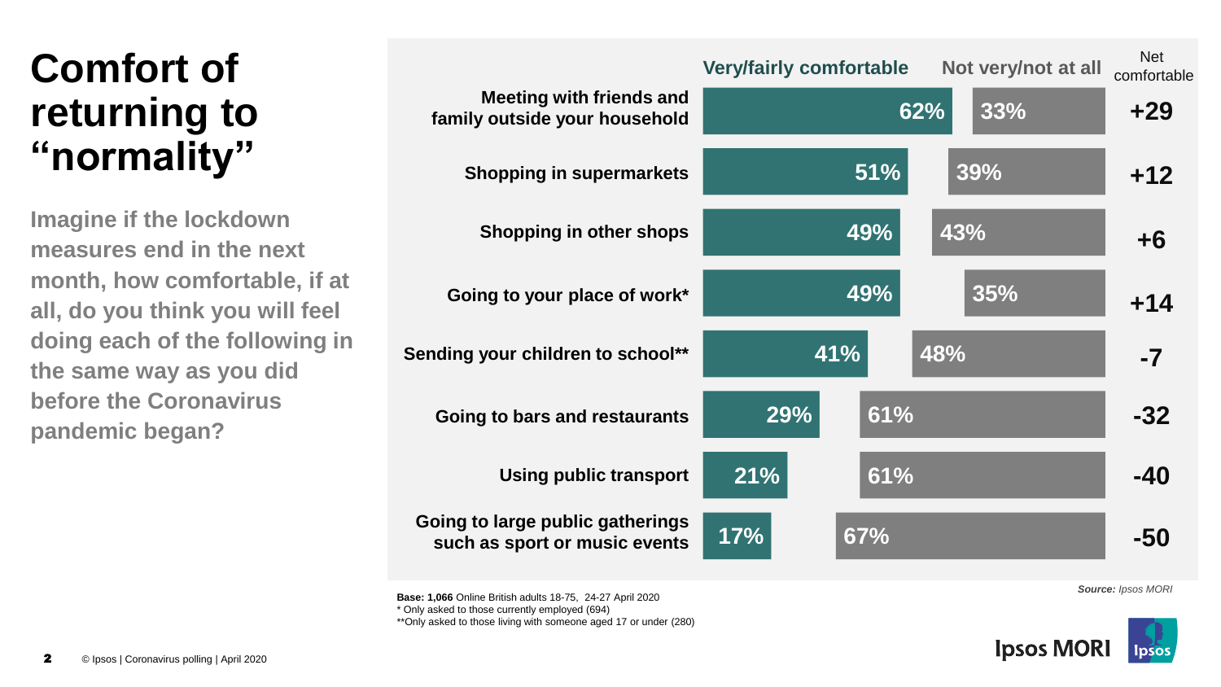# Comfort of returning to "normality"

**Imagine if the lockdown measures end in the next month, how comfortable, if at all, do you think you will feel doing each of the following in the same way as you did before the Coronavirus pandemic began?**

| | Very/fairly comfortable | Not very/not at all | Net comfortable |
|---|---|---|---|
| Meeting with friends and family outside your household | 62% | 33% | +29 |
| Shopping in supermarkets | 51% | 39% | +12 |
| Shopping in other shops | 49% | 43% | +6 |
| Going to your place of work* | 49% | 35% | +14 |
| Sending your children to school** | 41% | 48% | -7 |
| Going to bars and restaurants | 29% | 61% | -32 |
| Using public transport | 21% | 61% | -40 |
| Going to large public gatherings such as sport or music events | 17% | 67% | -50 |

**Base: 1,066** Online British adults 18-75, 24-27 April 2020
* Only asked to those currently employed (694)
**Only asked to those living with someone aged 17 or under (280)

***Source:*** *Ipsos MORI*

© Ipsos | Coronavirus polling | April 2020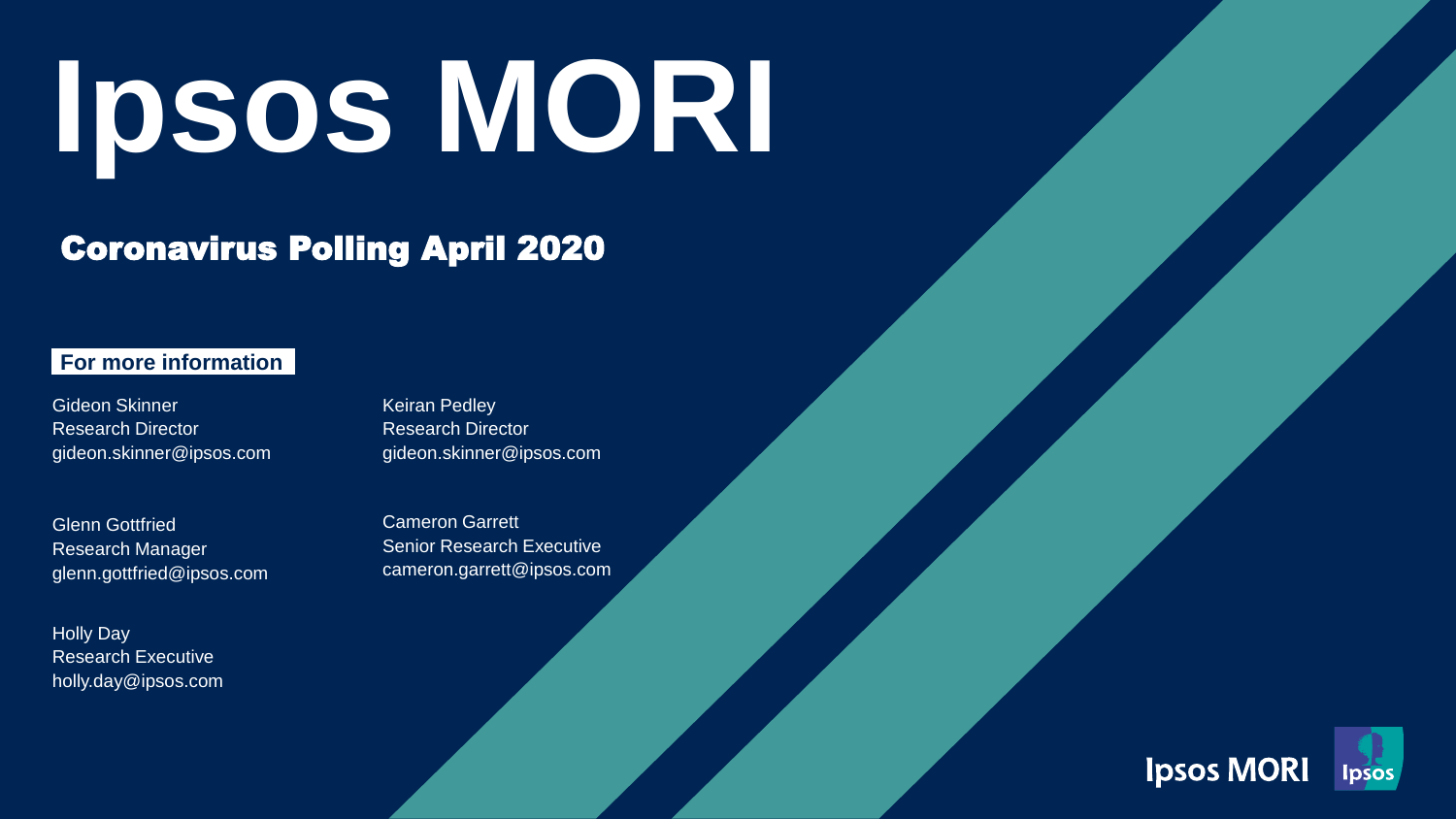# Ipsos MORI

## Coronavirus Polling April 2020

**For more information**

Gideon Skinner
Research Director
gideon.skinner@ipsos.com

Keiran Pedley
Research Director
gideon.skinner@ipsos.com

Glenn Gottfried
Research Manager
glenn.gottfried@ipsos.com

Cameron Garrett
Senior Research Executive
cameron.garrett@ipsos.com

Holly Day
Research Executive
holly.day@ipsos.com

Ipsos MORI